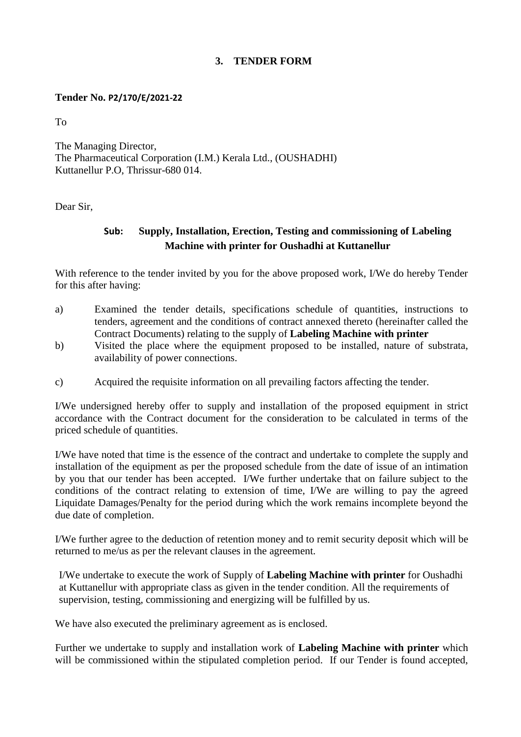## 3. TENDER FORM

**Tender No. P2/170/E/2021-22**

To

The Managing Director,
The Pharmaceutical Corporation (I.M.) Kerala Ltd., (OUSHADHI)
Kuttanellur P.O, Thrissur-680 014.

Dear Sir,

**Sub: Supply, Installation, Erection, Testing and commissioning of Labeling Machine with printer for Oushadhi at Kuttanellur**

With reference to the tender invited by you for the above proposed work, I/We do hereby Tender for this after having:

a) Examined the tender details, specifications schedule of quantities, instructions to tenders, agreement and the conditions of contract annexed thereto (hereinafter called the Contract Documents) relating to the supply of **Labeling Machine with printer**

b) Visited the place where the equipment proposed to be installed, nature of substrata, availability of power connections.

c) Acquired the requisite information on all prevailing factors affecting the tender.

I/We undersigned hereby offer to supply and installation of the proposed equipment in strict accordance with the Contract document for the consideration to be calculated in terms of the priced schedule of quantities.

I/We have noted that time is the essence of the contract and undertake to complete the supply and installation of the equipment as per the proposed schedule from the date of issue of an intimation by you that our tender has been accepted. I/We further undertake that on failure subject to the conditions of the contract relating to extension of time, I/We are willing to pay the agreed Liquidate Damages/Penalty for the period during which the work remains incomplete beyond the due date of completion.

I/We further agree to the deduction of retention money and to remit security deposit which will be returned to me/us as per the relevant clauses in the agreement.

I/We undertake to execute the work of Supply of **Labeling Machine with printer** for Oushadhi at Kuttanellur with appropriate class as given in the tender condition. All the requirements of supervision, testing, commissioning and energizing will be fulfilled by us.

We have also executed the preliminary agreement as is enclosed.

Further we undertake to supply and installation work of **Labeling Machine with printer** which will be commissioned within the stipulated completion period. If our Tender is found accepted,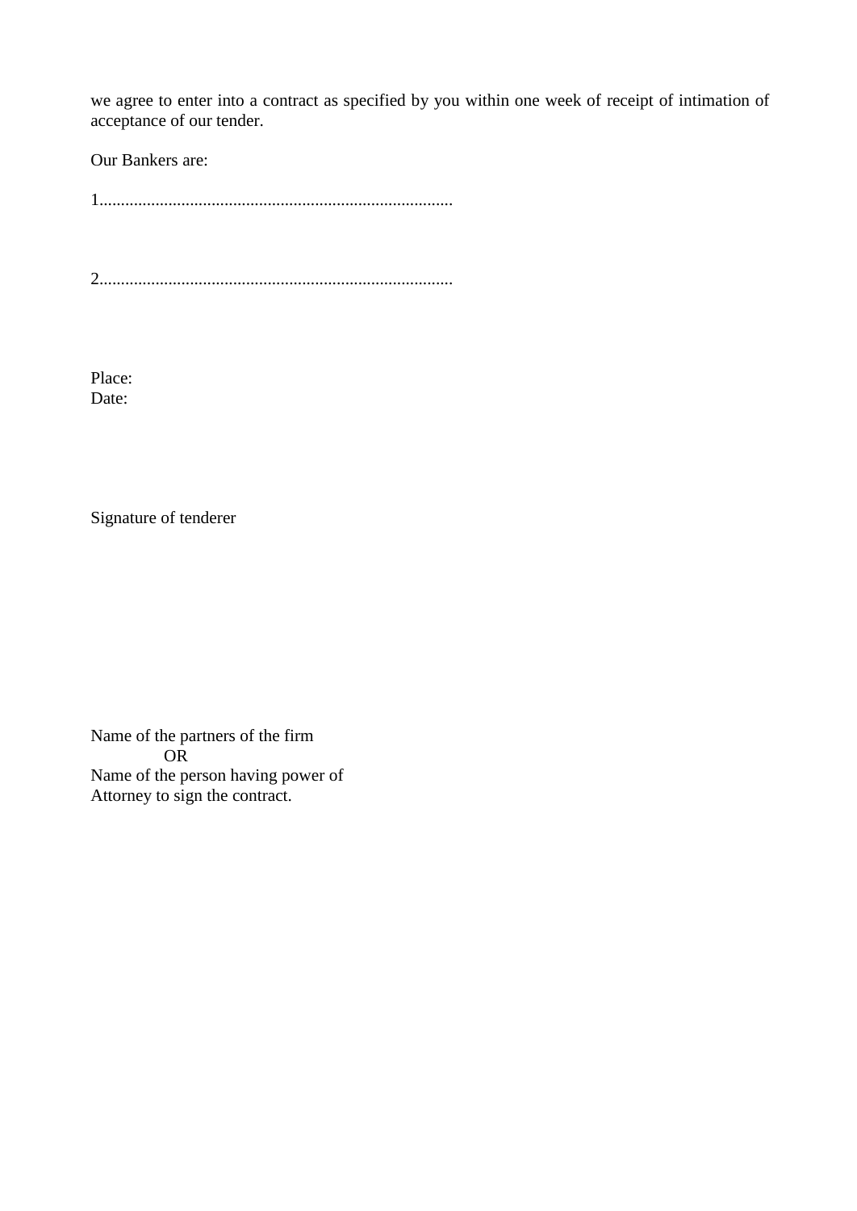we agree to enter into a contract as specified by you within one week of receipt of intimation of acceptance of our tender.

Our Bankers are:

1..................................................................................

2..................................................................................

Place:
Date:

Signature of tenderer

Name of the partners of the firm
OR
Name of the person having power of
Attorney to sign the contract.